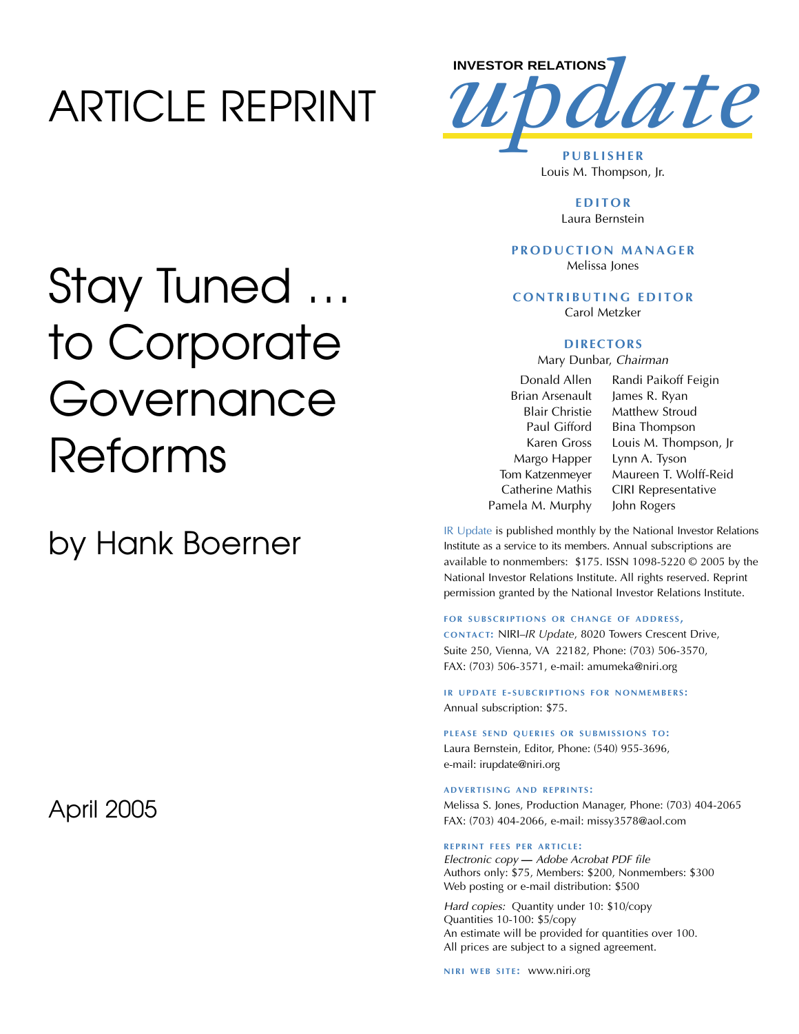# ARTICLE REPRINT

# Stay Tuned … to Corporate Governance Reforms

## by Hank Boerner

April 2005

INVESTOR RELATIONS *update*

**PUBLISHER**
Louis M. Thompson, Jr.

**EDITOR**
Laura Bernstein

**PRODUCTION MANAGER**
Melissa Jones

**CONTRIBUTING EDITOR**
Carol Metzker

**DIRECTORS**
Mary Dunbar, *Chairman*

| | |
|---|---|
| Donald Allen | Randi Paikoff Feigin |
| Brian Arsenault | James R. Ryan |
| Blair Christie | Matthew Stroud |
| Paul Gifford | Bina Thompson |
| Karen Gross | Louis M. Thompson, Jr |
| Margo Happer | Lynn A. Tyson |
| Tom Katzenmeyer | Maureen T. Wolff-Reid |
| Catherine Mathis | CIRI Representative |
| Pamela M. Murphy | John Rogers |

IR Update is published monthly by the National Investor Relations Institute as a service to its members. Annual subscriptions are available to nonmembers: $175. ISSN 1098-5220 © 2005 by the National Investor Relations Institute. All rights reserved. Reprint permission granted by the National Investor Relations Institute.

**FOR SUBSCRIPTIONS OR CHANGE OF ADDRESS, CONTACT:** NIRI–*IR Update*, 8020 Towers Crescent Drive, Suite 250, Vienna, VA 22182, Phone: (703) 506-3570, FAX: (703) 506-3571, e-mail: amumeka@niri.org

**IR UPDATE E-SUBCRIPTIONS FOR NONMEMBERS:**
Annual subscription: $75.

**PLEASE SEND QUERIES OR SUBMISSIONS TO:**
Laura Bernstein, Editor, Phone: (540) 955-3696, e-mail: irupdate@niri.org

**ADVERTISING AND REPRINTS:**
Melissa S. Jones, Production Manager, Phone: (703) 404-2065
FAX: (703) 404-2066, e-mail: missy3578@aol.com

**REPRINT FEES PER ARTICLE:**
*Electronic copy — Adobe Acrobat PDF file*
Authors only: $75, Members: $200, Nonmembers: $300
Web posting or e-mail distribution: $500

*Hard copies:* Quantity under 10: $10/copy
Quantities 10-100: $5/copy
An estimate will be provided for quantities over 100.
All prices are subject to a signed agreement.

**NIRI WEB SITE:** www.niri.org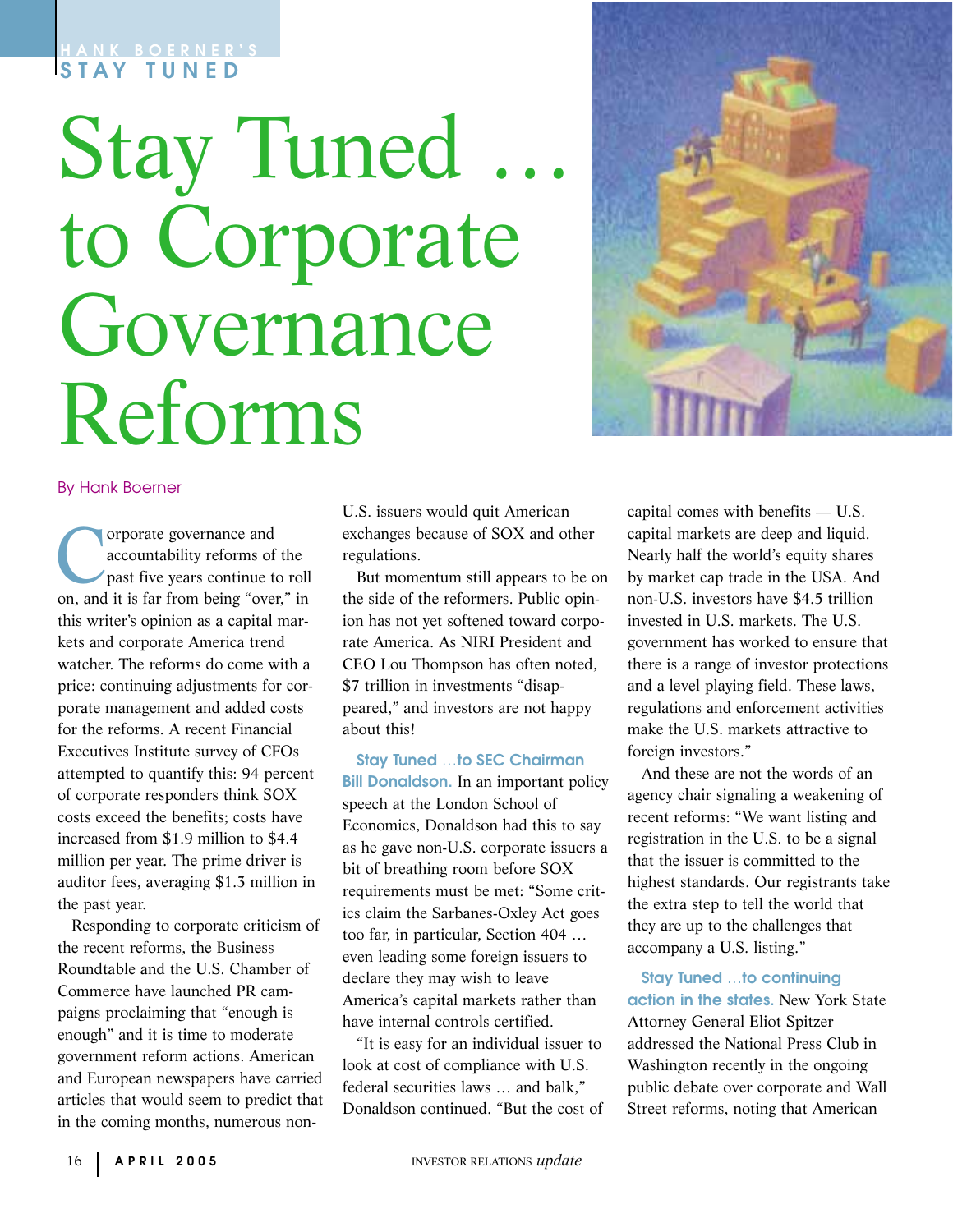HANK BOERNER'S
STAY TUNED

# Stay Tuned … to Corporate Governance Reforms

By Hank Boerner

Corporate governance and accountability reforms of the past five years continue to roll on, and it is far from being "over," in this writer's opinion as a capital markets and corporate America trend watcher. The reforms do come with a price: continuing adjustments for corporate management and added costs for the reforms. A recent Financial Executives Institute survey of CFOs attempted to quantify this: 94 percent of corporate responders think SOX costs exceed the benefits; costs have increased from $1.9 million to $4.4 million per year. The prime driver is auditor fees, averaging $1.3 million in the past year.

Responding to corporate criticism of the recent reforms, the Business Roundtable and the U.S. Chamber of Commerce have launched PR campaigns proclaiming that "enough is enough" and it is time to moderate government reform actions. American and European newspapers have carried articles that would seem to predict that in the coming months, numerous non-U.S. issuers would quit American exchanges because of SOX and other regulations.

But momentum still appears to be on the side of the reformers. Public opinion has not yet softened toward corporate America. As NIRI President and CEO Lou Thompson has often noted, $7 trillion in investments "disappeared," and investors are not happy about this!

**Stay Tuned …to SEC Chairman Bill Donaldson.** In an important policy speech at the London School of Economics, Donaldson had this to say as he gave non-U.S. corporate issuers a bit of breathing room before SOX requirements must be met: "Some critics claim the Sarbanes-Oxley Act goes too far, in particular, Section 404 … even leading some foreign issuers to declare they may wish to leave America's capital markets rather than have internal controls certified.

"It is easy for an individual issuer to look at cost of compliance with U.S. federal securities laws … and balk," Donaldson continued. "But the cost of capital comes with benefits — U.S. capital markets are deep and liquid. Nearly half the world's equity shares by market cap trade in the USA. And non-U.S. investors have $4.5 trillion invested in U.S. markets. The U.S. government has worked to ensure that there is a range of investor protections and a level playing field. These laws, regulations and enforcement activities make the U.S. markets attractive to foreign investors."

And these are not the words of an agency chair signaling a weakening of recent reforms: "We want listing and registration in the U.S. to be a signal that the issuer is committed to the highest standards. Our registrants take the extra step to tell the world that they are up to the challenges that accompany a U.S. listing."

**Stay Tuned …to continuing action in the states.** New York State Attorney General Eliot Spitzer addressed the National Press Club in Washington recently in the ongoing public debate over corporate and Wall Street reforms, noting that American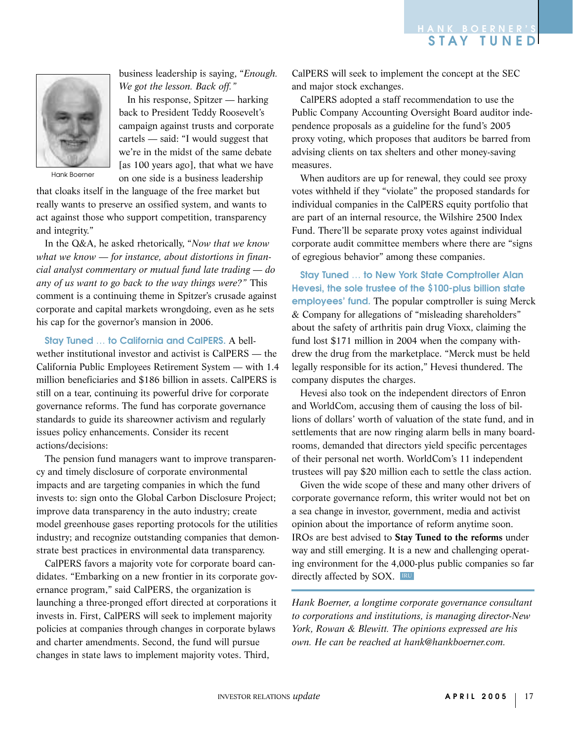business leadership is saying, "*Enough. We got the lesson. Back off.*"

In his response, Spitzer — harking back to President Teddy Roosevelt's campaign against trusts and corporate cartels — said: "I would suggest that we're in the midst of the same debate [as 100 years ago], that what we have on one side is a business leadership that cloaks itself in the language of the free market but really wants to preserve an ossified system, and wants to act against those who support competition, transparency and integrity."

Hank Boerner

In the Q&A, he asked rhetorically, "*Now that we know what we know — for instance, about distortions in financial analyst commentary or mutual fund late trading — do any of us want to go back to the way things were?*" This comment is a continuing theme in Spitzer's crusade against corporate and capital markets wrongdoing, even as he sets his cap for the governor's mansion in 2006.

**Stay Tuned … to California and CalPERS.** A bellwether institutional investor and activist is CalPERS — the California Public Employees Retirement System — with 1.4 million beneficiaries and $186 billion in assets. CalPERS is still on a tear, continuing its powerful drive for corporate governance reforms. The fund has corporate governance standards to guide its shareowner activism and regularly issues policy enhancements. Consider its recent actions/decisions:

The pension fund managers want to improve transparency and timely disclosure of corporate environmental impacts and are targeting companies in which the fund invests to: sign onto the Global Carbon Disclosure Project; improve data transparency in the auto industry; create model greenhouse gases reporting protocols for the utilities industry; and recognize outstanding companies that demonstrate best practices in environmental data transparency.

CalPERS favors a majority vote for corporate board candidates. "Embarking on a new frontier in its corporate governance program," said CalPERS, the organization is launching a three-pronged effort directed at corporations it invests in. First, CalPERS will seek to implement majority policies at companies through changes in corporate bylaws and charter amendments. Second, the fund will pursue changes in state laws to implement majority votes. Third, CalPERS will seek to implement the concept at the SEC and major stock exchanges.

CalPERS adopted a staff recommendation to use the Public Company Accounting Oversight Board auditor independence proposals as a guideline for the fund's 2005 proxy voting, which proposes that auditors be barred from advising clients on tax shelters and other money-saving measures.

When auditors are up for renewal, they could see proxy votes withheld if they "violate" the proposed standards for individual companies in the CalPERS equity portfolio that are part of an internal resource, the Wilshire 2500 Index Fund. There'll be separate proxy votes against individual corporate audit committee members where there are "signs of egregious behavior" among these companies.

**Stay Tuned … to New York State Comptroller Alan Hevesi, the sole trustee of the $100-plus billion state employees' fund.** The popular comptroller is suing Merck & Company for allegations of "misleading shareholders" about the safety of arthritis pain drug Vioxx, claiming the fund lost $171 million in 2004 when the company withdrew the drug from the marketplace. "Merck must be held legally responsible for its action," Hevesi thundered. The company disputes the charges.

Hevesi also took on the independent directors of Enron and WorldCom, accusing them of causing the loss of billions of dollars' worth of valuation of the state fund, and in settlements that are now ringing alarm bells in many boardrooms, demanded that directors yield specific percentages of their personal net worth. WorldCom's 11 independent trustees will pay $20 million each to settle the class action.

Given the wide scope of these and many other drivers of corporate governance reform, this writer would not bet on a sea change in investor, government, media and activist opinion about the importance of reform anytime soon. IROs are best advised to **Stay Tuned to the reforms** under way and still emerging. It is a new and challenging operating environment for the 4,000-plus public companies so far directly affected by SOX. IRU

---

*Hank Boerner, a longtime corporate governance consultant to corporations and institutions, is managing director-New York, Rowan & Blewitt. The opinions expressed are his own. He can be reached at hank@hankboerner.com.*